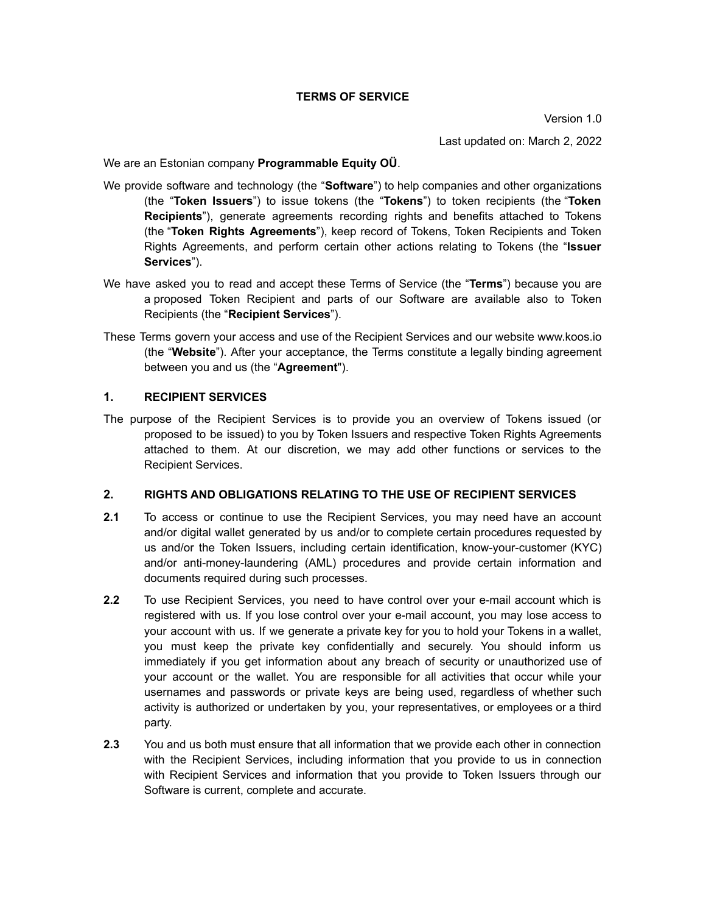# TERMS OF SERVICE

Version 1.0

Last updated on: March 2, 2022

We are an Estonian company **Programmable Equity OÜ**.

We provide software and technology (the "**Software**") to help companies and other organizations (the "**Token Issuers**") to issue tokens (the "**Tokens**") to token recipients (the "**Token Recipients**"), generate agreements recording rights and benefits attached to Tokens (the "**Token Rights Agreements**"), keep record of Tokens, Token Recipients and Token Rights Agreements, and perform certain other actions relating to Tokens (the "**Issuer Services**").

We have asked you to read and accept these Terms of Service (the "**Terms**") because you are a proposed Token Recipient and parts of our Software are available also to Token Recipients (the "**Recipient Services**").

These Terms govern your access and use of the Recipient Services and our website www.koos.io (the "**Website**"). After your acceptance, the Terms constitute a legally binding agreement between you and us (the "**Agreement**").

## 1. RECIPIENT SERVICES

The purpose of the Recipient Services is to provide you an overview of Tokens issued (or proposed to be issued) to you by Token Issuers and respective Token Rights Agreements attached to them. At our discretion, we may add other functions or services to the Recipient Services.

## 2. RIGHTS AND OBLIGATIONS RELATING TO THE USE OF RECIPIENT SERVICES

**2.1** To access or continue to use the Recipient Services, you may need have an account and/or digital wallet generated by us and/or to complete certain procedures requested by us and/or the Token Issuers, including certain identification, know-your-customer (KYC) and/or anti-money-laundering (AML) procedures and provide certain information and documents required during such processes.

**2.2** To use Recipient Services, you need to have control over your e-mail account which is registered with us. If you lose control over your e-mail account, you may lose access to your account with us. If we generate a private key for you to hold your Tokens in a wallet, you must keep the private key confidentially and securely. You should inform us immediately if you get information about any breach of security or unauthorized use of your account or the wallet. You are responsible for all activities that occur while your usernames and passwords or private keys are being used, regardless of whether such activity is authorized or undertaken by you, your representatives, or employees or a third party.

**2.3** You and us both must ensure that all information that we provide each other in connection with the Recipient Services, including information that you provide to us in connection with Recipient Services and information that you provide to Token Issuers through our Software is current, complete and accurate.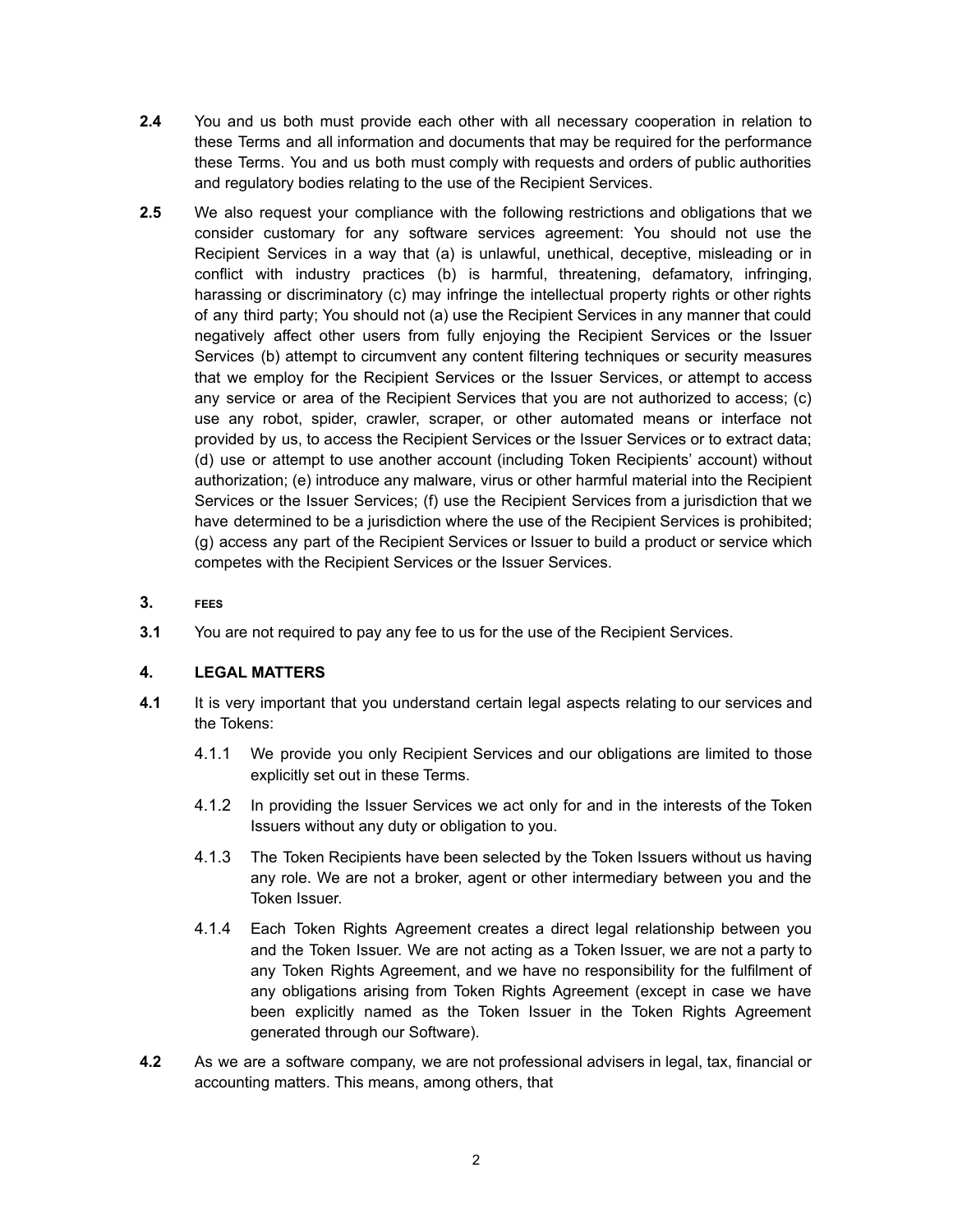**2.4** You and us both must provide each other with all necessary cooperation in relation to these Terms and all information and documents that may be required for the performance these Terms. You and us both must comply with requests and orders of public authorities and regulatory bodies relating to the use of the Recipient Services.

**2.5** We also request your compliance with the following restrictions and obligations that we consider customary for any software services agreement: You should not use the Recipient Services in a way that (a) is unlawful, unethical, deceptive, misleading or in conflict with industry practices (b) is harmful, threatening, defamatory, infringing, harassing or discriminatory (c) may infringe the intellectual property rights or other rights of any third party; You should not (a) use the Recipient Services in any manner that could negatively affect other users from fully enjoying the Recipient Services or the Issuer Services (b) attempt to circumvent any content filtering techniques or security measures that we employ for the Recipient Services or the Issuer Services, or attempt to access any service or area of the Recipient Services that you are not authorized to access; (c) use any robot, spider, crawler, scraper, or other automated means or interface not provided by us, to access the Recipient Services or the Issuer Services or to extract data; (d) use or attempt to use another account (including Token Recipients' account) without authorization; (e) introduce any malware, virus or other harmful material into the Recipient Services or the Issuer Services; (f) use the Recipient Services from a jurisdiction that we have determined to be a jurisdiction where the use of the Recipient Services is prohibited; (g) access any part of the Recipient Services or Issuer to build a product or service which competes with the Recipient Services or the Issuer Services.

## 3. FEES

**3.1** You are not required to pay any fee to us for the use of the Recipient Services.

## 4. LEGAL MATTERS

**4.1** It is very important that you understand certain legal aspects relating to our services and the Tokens:

4.1.1 We provide you only Recipient Services and our obligations are limited to those explicitly set out in these Terms.

4.1.2 In providing the Issuer Services we act only for and in the interests of the Token Issuers without any duty or obligation to you.

4.1.3 The Token Recipients have been selected by the Token Issuers without us having any role. We are not a broker, agent or other intermediary between you and the Token Issuer.

4.1.4 Each Token Rights Agreement creates a direct legal relationship between you and the Token Issuer. We are not acting as a Token Issuer, we are not a party to any Token Rights Agreement, and we have no responsibility for the fulfilment of any obligations arising from Token Rights Agreement (except in case we have been explicitly named as the Token Issuer in the Token Rights Agreement generated through our Software).

**4.2** As we are a software company, we are not professional advisers in legal, tax, financial or accounting matters. This means, among others, that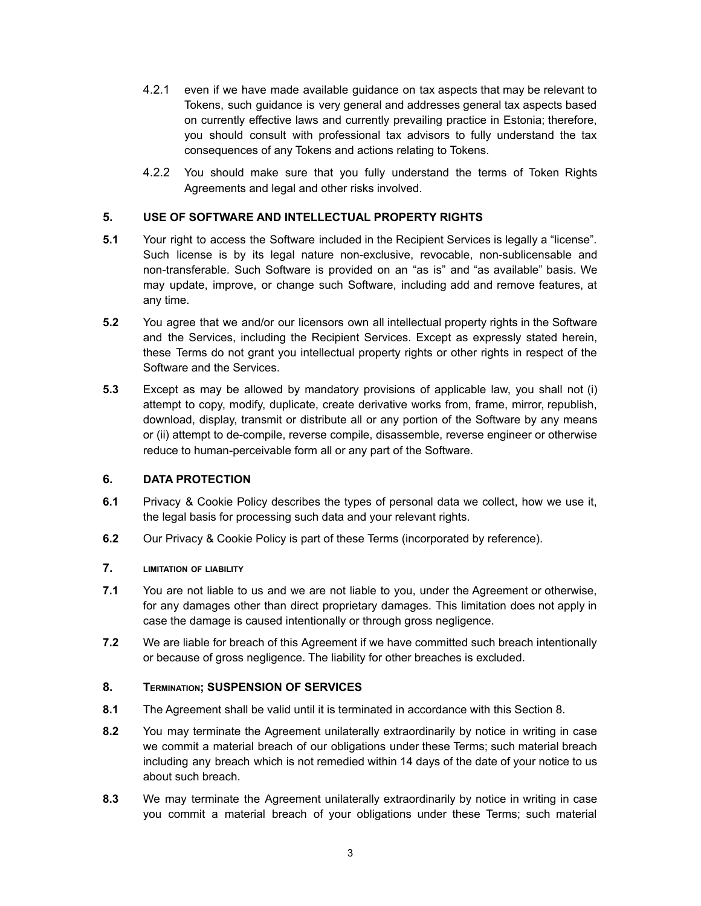4.2.1 even if we have made available guidance on tax aspects that may be relevant to Tokens, such guidance is very general and addresses general tax aspects based on currently effective laws and currently prevailing practice in Estonia; therefore, you should consult with professional tax advisors to fully understand the tax consequences of any Tokens and actions relating to Tokens.

4.2.2 You should make sure that you fully understand the terms of Token Rights Agreements and legal and other risks involved.

## 5. USE OF SOFTWARE AND INTELLECTUAL PROPERTY RIGHTS

**5.1** Your right to access the Software included in the Recipient Services is legally a "license". Such license is by its legal nature non-exclusive, revocable, non-sublicensable and non-transferable. Such Software is provided on an "as is" and "as available" basis. We may update, improve, or change such Software, including add and remove features, at any time.

**5.2** You agree that we and/or our licensors own all intellectual property rights in the Software and the Services, including the Recipient Services. Except as expressly stated herein, these Terms do not grant you intellectual property rights or other rights in respect of the Software and the Services.

**5.3** Except as may be allowed by mandatory provisions of applicable law, you shall not (i) attempt to copy, modify, duplicate, create derivative works from, frame, mirror, republish, download, display, transmit or distribute all or any portion of the Software by any means or (ii) attempt to de-compile, reverse compile, disassemble, reverse engineer or otherwise reduce to human-perceivable form all or any part of the Software.

## 6. DATA PROTECTION

**6.1** Privacy & Cookie Policy describes the types of personal data we collect, how we use it, the legal basis for processing such data and your relevant rights.

**6.2** Our Privacy & Cookie Policy is part of these Terms (incorporated by reference).

## 7. LIMITATION OF LIABILITY

**7.1** You are not liable to us and we are not liable to you, under the Agreement or otherwise, for any damages other than direct proprietary damages. This limitation does not apply in case the damage is caused intentionally or through gross negligence.

**7.2** We are liable for breach of this Agreement if we have committed such breach intentionally or because of gross negligence. The liability for other breaches is excluded.

## 8. TERMINATION; SUSPENSION OF SERVICES

**8.1** The Agreement shall be valid until it is terminated in accordance with this Section 8.

**8.2** You may terminate the Agreement unilaterally extraordinarily by notice in writing in case we commit a material breach of our obligations under these Terms; such material breach including any breach which is not remedied within 14 days of the date of your notice to us about such breach.

**8.3** We may terminate the Agreement unilaterally extraordinarily by notice in writing in case you commit a material breach of your obligations under these Terms; such material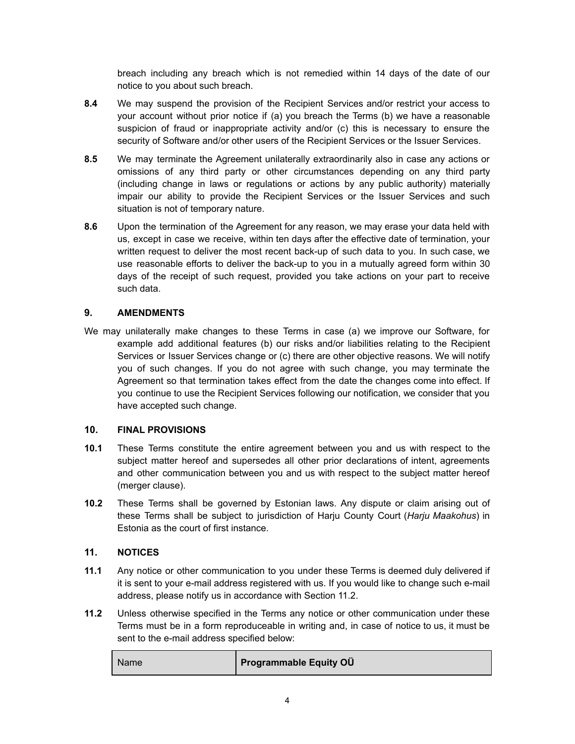breach including any breach which is not remedied within 14 days of the date of our notice to you about such breach.

**8.4** We may suspend the provision of the Recipient Services and/or restrict your access to your account without prior notice if (a) you breach the Terms (b) we have a reasonable suspicion of fraud or inappropriate activity and/or (c) this is necessary to ensure the security of Software and/or other users of the Recipient Services or the Issuer Services.

**8.5** We may terminate the Agreement unilaterally extraordinarily also in case any actions or omissions of any third party or other circumstances depending on any third party (including change in laws or regulations or actions by any public authority) materially impair our ability to provide the Recipient Services or the Issuer Services and such situation is not of temporary nature.

**8.6** Upon the termination of the Agreement for any reason, we may erase your data held with us, except in case we receive, within ten days after the effective date of termination, your written request to deliver the most recent back-up of such data to you. In such case, we use reasonable efforts to deliver the back-up to you in a mutually agreed form within 30 days of the receipt of such request, provided you take actions on your part to receive such data.

## 9. AMENDMENTS

We may unilaterally make changes to these Terms in case (a) we improve our Software, for example add additional features (b) our risks and/or liabilities relating to the Recipient Services or Issuer Services change or (c) there are other objective reasons. We will notify you of such changes. If you do not agree with such change, you may terminate the Agreement so that termination takes effect from the date the changes come into effect. If you continue to use the Recipient Services following our notification, we consider that you have accepted such change.

## 10. FINAL PROVISIONS

**10.1** These Terms constitute the entire agreement between you and us with respect to the subject matter hereof and supersedes all other prior declarations of intent, agreements and other communication between you and us with respect to the subject matter hereof (merger clause).

**10.2** These Terms shall be governed by Estonian laws. Any dispute or claim arising out of these Terms shall be subject to jurisdiction of Harju County Court (*Harju Maakohus*) in Estonia as the court of first instance.

## 11. NOTICES

**11.1** Any notice or other communication to you under these Terms is deemed duly delivered if it is sent to your e-mail address registered with us. If you would like to change such e-mail address, please notify us in accordance with Section 11.2.

**11.2** Unless otherwise specified in the Terms any notice or other communication under these Terms must be in a form reproduceable in writing and, in case of notice to us, it must be sent to the e-mail address specified below:

| Name | **Programmable Equity OÜ** |
|---|---|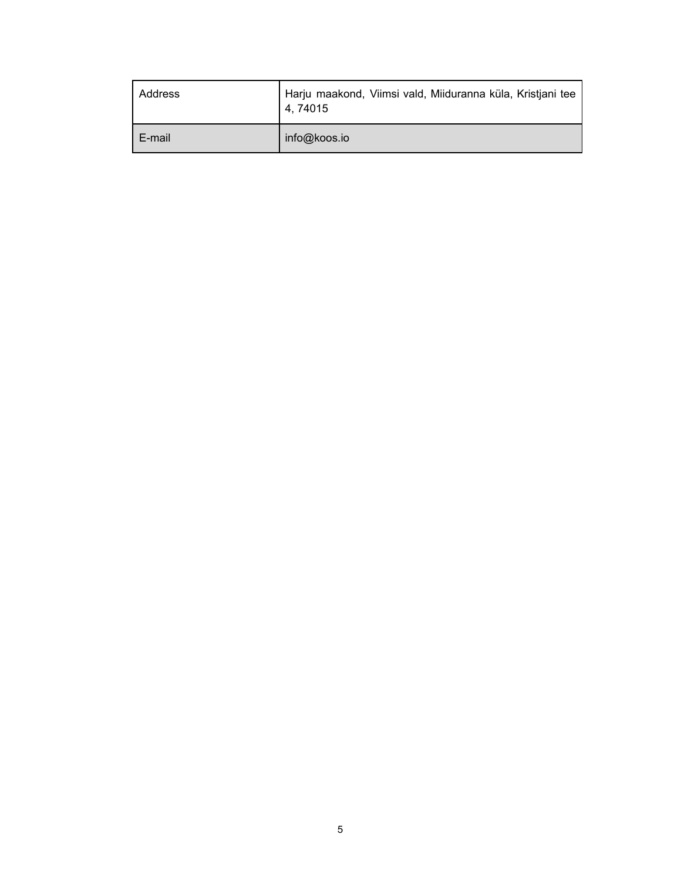| | |
|---|---|
| Address | Harju maakond, Viimsi vald, Miiduranna küla, Kristjani tee 4, 74015 |
| E-mail | info@koos.io |